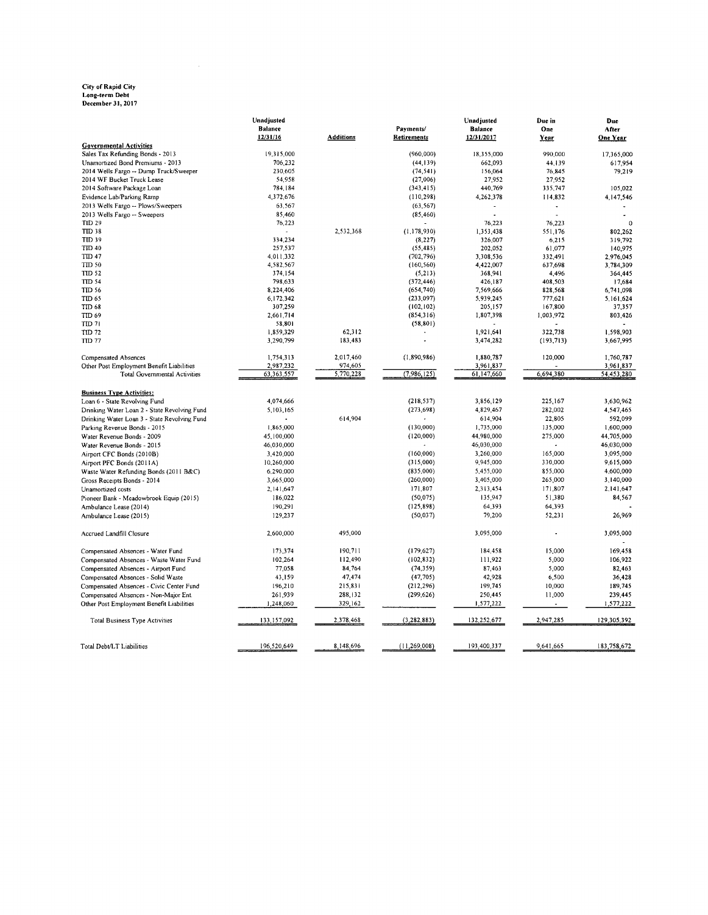**City of Rapid City**
**Long-term Debt**
**December 31, 2017**

| | Unadjusted Balance 12/31/16 | Additions | Payments/ Retirements | Unadjusted Balance 12/31/2017 | Due in One Year | Due After One Year |
|---|---|---|---|---|---|---|
| **Governmental Activities** | | | | | | |
| Sales Tax Refunding Bonds - 2013 | 19,315,000 | | (960,000) | 18,355,000 | 990,000 | 17,365,000 |
| Unamortized Bond Premiums - 2013 | 706,232 | | (44,139) | 662,093 | 44,139 | 617,954 |
| 2014 Wells Fargo -- Dump Truck/Sweeper | 230,605 | | (74,541) | 156,064 | 76,845 | 79,219 |
| 2014 WF Bucket Truck Lease | 54,958 | | (27,006) | 27,952 | 27,952 | |
| 2014 Software Package Loan | 784,184 | | (343,415) | 440,769 | 335,747 | 105,022 |
| Evidence Lab/Parking Ramp | 4,372,676 | | (110,298) | 4,262,378 | 114,832 | 4,147,546 |
| 2013 Wells Fargo -- Plows/Sweepers | 63,567 | | (63,567) | - | - | - |
| 2013 Wells Fargo -- Sweepers | 85,460 | | (85,460) | - | - | - |
| TID 29 | 76,223 | | - | 76,223 | 76,223 | 0 |
| TID 38 | - | 2,532,368 | (1,178,930) | 1,353,438 | 551,176 | 802,262 |
| TID 39 | 334,234 | | (8,227) | 326,007 | 6,215 | 319,792 |
| TID 40 | 257,537 | | (55,485) | 202,052 | 61,077 | 140,975 |
| TID 47 | 4,011,332 | | (702,796) | 3,308,536 | 332,491 | 2,976,045 |
| TID 50 | 4,582,567 | | (160,560) | 4,422,007 | 637,698 | 3,784,309 |
| TID 52 | 374,154 | | (5,213) | 368,941 | 4,496 | 364,445 |
| TID 54 | 798,633 | | (372,446) | 426,187 | 408,503 | 17,684 |
| TID 56 | 8,224,406 | | (654,740) | 7,569,666 | 828,568 | 6,741,098 |
| TID 65 | 6,172,342 | | (233,097) | 5,939,245 | 777,621 | 5,161,624 |
| TID 68 | 307,259 | | (102,102) | 205,157 | 167,800 | 37,357 |
| TID 69 | 2,661,714 | | (854,316) | 1,807,398 | 1,003,972 | 803,426 |
| TID 71 | 58,801 | | (58,801) | - | - | - |
| TID 72 | 1,859,329 | 62,312 | - | 1,921,641 | 322,738 | 1,598,903 |
| TID 77 | 3,290,799 | 183,483 | - | 3,474,282 | (193,713) | 3,667,995 |
| Compensated Absences | 1,754,313 | 2,017,460 | (1,890,986) | 1,880,787 | 120,000 | 1,760,787 |
| Other Post Employment Benefit Liabilities | 2,987,232 | 974,605 | | 3,961,837 | - | 3,961,837 |
| Total Governmental Activities | 63,363,557 | 5,770,228 | (7,986,125) | 61,147,660 | 6,694,380 | 54,453,280 |
| **Business Type Activities:** | | | | | | |
| Loan 6 - State Revolving Fund | 4,074,666 | | (218,537) | 3,856,129 | 225,167 | 3,630,962 |
| Drinking Water Loan 2 - State Revolving Fund | 5,103,165 | | (273,698) | 4,829,467 | 282,002 | 4,547,465 |
| Drinking Water Loan 3 - State Revolving Fund | - | 614,904 | - | 614,904 | 22,805 | 592,099 |
| Parking Revenue Bonds - 2015 | 1,865,000 | | (130,000) | 1,735,000 | 135,000 | 1,600,000 |
| Water Revenue Bonds - 2009 | 45,100,000 | | (120,000) | 44,980,000 | 275,000 | 44,705,000 |
| Water Revenue Bonds - 2015 | 46,030,000 | | - | 46,030,000 | - | 46,030,000 |
| Airport CFC Bonds (2010B) | 3,420,000 | | (160,000) | 3,260,000 | 165,000 | 3,095,000 |
| Airport PFC Bonds (2011A) | 10,260,000 | | (315,000) | 9,945,000 | 330,000 | 9,615,000 |
| Waste Water Refunding Bonds (2011 B&C) | 6,290,000 | | (835,000) | 5,455,000 | 855,000 | 4,600,000 |
| Gross Receipts Bonds - 2014 | 3,665,000 | | (260,000) | 3,405,000 | 265,000 | 3,140,000 |
| Unamortized costs | 2,141,647 | | 171,807 | 2,313,454 | 171,807 | 2,141,647 |
| Pioneer Bank - Meadowbrook Equip (2015) | 186,022 | | (50,075) | 135,947 | 51,380 | 84,567 |
| Ambulance Lease (2014) | 190,291 | | (125,898) | 64,393 | 64,393 | - |
| Ambulance Lease (2015) | 129,237 | | (50,037) | 79,200 | 52,231 | 26,969 |
| Accrued Landfill Closure | 2,600,000 | 495,000 | | 3,095,000 | - | 3,095,000 |
| Compensated Absences - Water Fund | 173,374 | 190,711 | (179,627) | 184,458 | 15,000 | 169,458 |
| Compensated Absences - Waste Water Fund | 102,264 | 112,490 | (102,832) | 111,922 | 5,000 | 106,922 |
| Compensated Absences - Airport Fund | 77,058 | 84,764 | (74,359) | 87,463 | 5,000 | 82,463 |
| Compensated Absences - Solid Waste | 43,159 | 47,474 | (47,705) | 42,928 | 6,500 | 36,428 |
| Compensated Absences - Civic Center Fund | 196,210 | 215,831 | (212,296) | 199,745 | 10,000 | 189,745 |
| Compensated Absences - Non-Major Ent. | 261,939 | 288,132 | (299,626) | 250,445 | 11,000 | 239,445 |
| Other Post Employment Benefit Liabilities | 1,248,060 | 329,162 | | 1,577,222 | - | 1,577,222 |
| Total Business Type Activities | 133,157,092 | 2,378,468 | (3,282,883) | 132,252,677 | 2,947,285 | 129,305,392 |
| Total Debt/LT Liabilities | 196,520,649 | 8,148,696 | (11,269,008) | 193,400,337 | 9,641,665 | 183,758,672 |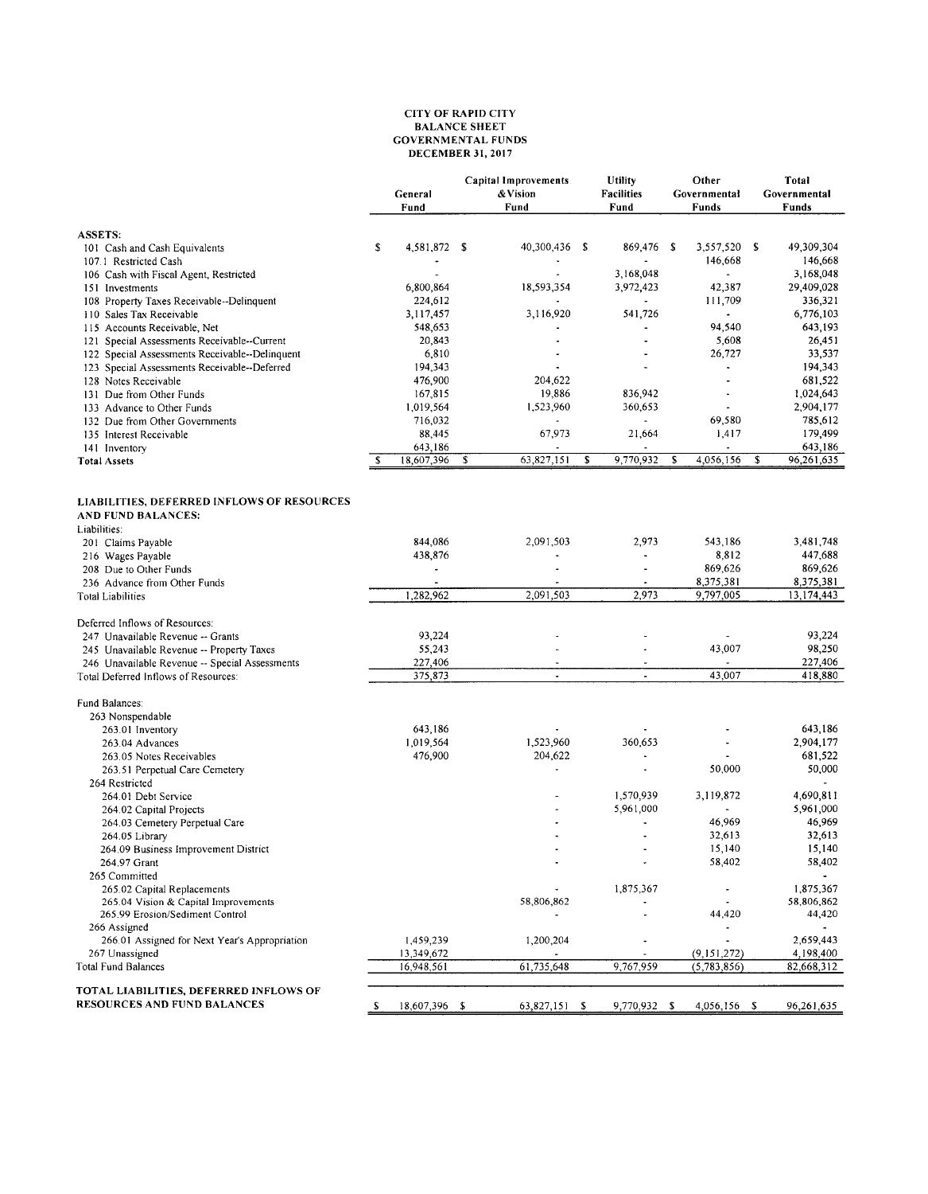# CITY OF RAPID CITY
## BALANCE SHEET
## GOVERNMENTAL FUNDS
## DECEMBER 31, 2017

| | General Fund | Capital Improvements & Vision Fund | Utility Facilities Fund | Other Governmental Funds | Total Governmental Funds |
|---|---|---|---|---|---|
| **ASSETS:** | | | | | |
| 101 Cash and Cash Equivalents | $ 4,581,872 | $ 40,300,436 | $ 869,476 | $ 3,557,520 | $ 49,309,304 |
| 107.1 Restricted Cash | - | - | - | 146,668 | 146,668 |
| 106 Cash with Fiscal Agent, Restricted | - | - | 3,168,048 | - | 3,168,048 |
| 151 Investments | 6,800,864 | 18,593,354 | 3,972,423 | 42,387 | 29,409,028 |
| 108 Property Taxes Receivable--Delinquent | 224,612 | - | - | 111,709 | 336,321 |
| 110 Sales Tax Receivable | 3,117,457 | 3,116,920 | 541,726 | - | 6,776,103 |
| 115 Accounts Receivable, Net | 548,653 | - | - | 94,540 | 643,193 |
| 121 Special Assessments Receivable--Current | 20,843 | - | - | 5,608 | 26,451 |
| 122 Special Assessments Receivable--Delinquent | 6,810 | - | - | 26,727 | 33,537 |
| 123 Special Assessments Receivable--Deferred | 194,343 | - | - | - | 194,343 |
| 128 Notes Receivable | 476,900 | 204,622 | | - | 681,522 |
| 131 Due from Other Funds | 167,815 | 19,886 | 836,942 | - | 1,024,643 |
| 133 Advance to Other Funds | 1,019,564 | 1,523,960 | 360,653 | - | 2,904,177 |
| 132 Due from Other Governments | 716,032 | - | - | 69,580 | 785,612 |
| 135 Interest Receivable | 88,445 | 67,973 | 21,664 | 1,417 | 179,499 |
| 141 Inventory | 643,186 | - | - | - | 643,186 |
| **Total Assets** | $ 18,607,396 | $ 63,827,151 | $ 9,770,932 | $ 4,056,156 | $ 96,261,635 |
| **LIABILITIES, DEFERRED INFLOWS OF RESOURCES AND FUND BALANCES:** | | | | | |
| Liabilities: | | | | | |
| 201 Claims Payable | 844,086 | 2,091,503 | 2,973 | 543,186 | 3,481,748 |
| 216 Wages Payable | 438,876 | - | - | 8,812 | 447,688 |
| 208 Due to Other Funds | - | - | - | 869,626 | 869,626 |
| 236 Advance from Other Funds | - | - | - | 8,375,381 | 8,375,381 |
| Total Liabilities | 1,282,962 | 2,091,503 | 2,973 | 9,797,005 | 13,174,443 |
| Deferred Inflows of Resources: | | | | | |
| 247 Unavailable Revenue -- Grants | 93,224 | - | - | - | 93,224 |
| 245 Unavailable Revenue -- Property Taxes | 55,243 | - | - | 43,007 | 98,250 |
| 246 Unavailable Revenue -- Special Assessments | 227,406 | - | - | - | 227,406 |
| Total Deferred Inflows of Resources: | 375,873 | - | - | 43,007 | 418,880 |
| Fund Balances: | | | | | |
| 263 Nonspendable | | | | | |
| 263.01 Inventory | 643,186 | - | - | - | 643,186 |
| 263.04 Advances | 1,019,564 | 1,523,960 | 360,653 | - | 2,904,177 |
| 263.05 Notes Receivables | 476,900 | 204,622 | - | - | 681,522 |
| 263.51 Perpetual Care Cemetery | | - | - | 50,000 | 50,000 |
| 264 Restricted | | | | | - |
| 264.01 Debt Service | | - | 1,570,939 | 3,119,872 | 4,690,811 |
| 264.02 Capital Projects | | - | 5,961,000 | - | 5,961,000 |
| 264.03 Cemetery Perpetual Care | | - | - | 46,969 | 46,969 |
| 264.05 Library | | - | - | 32,613 | 32,613 |
| 264.09 Business Improvement District | | - | - | 15,140 | 15,140 |
| 264.97 Grant | | - | - | 58,402 | 58,402 |
| 265 Committed | | | | | - |
| 265.02 Capital Replacements | | - | 1,875,367 | - | 1,875,367 |
| 265.04 Vision & Capital Improvements | | 58,806,862 | - | - | 58,806,862 |
| 265.99 Erosion/Sediment Control | | - | - | 44,420 | 44,420 |
| 266 Assigned | | | | - | - |
| 266.01 Assigned for Next Year's Appropriation | 1,459,239 | 1,200,204 | - | - | 2,659,443 |
| 267 Unassigned | 13,349,672 | - | - | (9,151,272) | 4,198,400 |
| Total Fund Balances | 16,948,561 | 61,735,648 | 9,767,959 | (5,783,856) | 82,668,312 |
| **TOTAL LIABILITIES, DEFERRED INFLOWS OF RESOURCES AND FUND BALANCES** | $ 18,607,396 | $ 63,827,151 | $ 9,770,932 | $ 4,056,156 | $ 96,261,635 |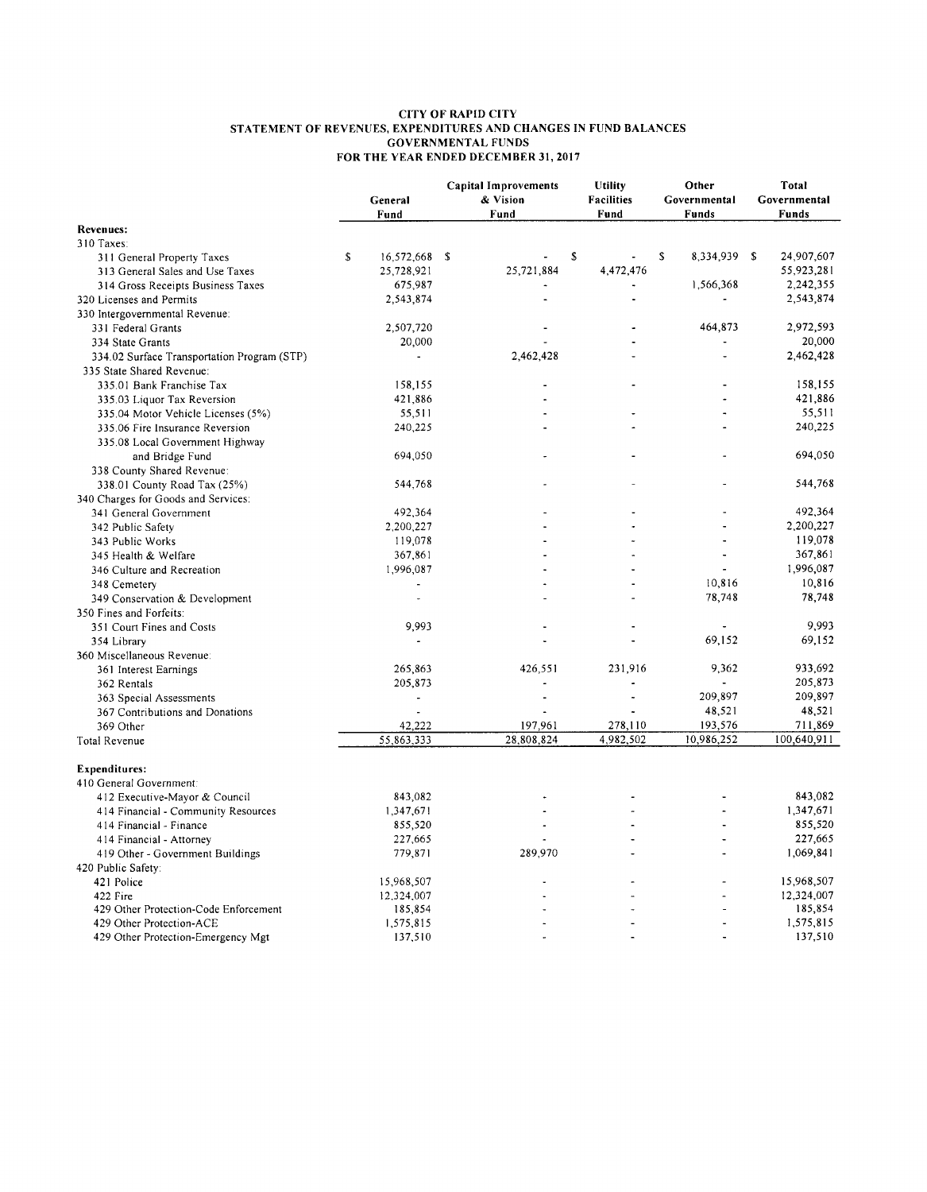# CITY OF RAPID CITY
## STATEMENT OF REVENUES, EXPENDITURES AND CHANGES IN FUND BALANCES
## GOVERNMENTAL FUNDS
## FOR THE YEAR ENDED DECEMBER 31, 2017

| | General Fund | Capital Improvements & Vision Fund | Utility Facilities Fund | Other Governmental Funds | Total Governmental Funds |
|---|---|---|---|---|---|
| **Revenues:** | | | | | |
| 310 Taxes: | | | | | |
| 311 General Property Taxes | $ 16,572,668 | $ - | $ - | $ 8,334,939 | $ 24,907,607 |
| 313 General Sales and Use Taxes | 25,728,921 | 25,721,884 | 4,472,476 | | 55,923,281 |
| 314 Gross Receipts Business Taxes | 675,987 | - | - | 1,566,368 | 2,242,355 |
| 320 Licenses and Permits | 2,543,874 | - | - | - | 2,543,874 |
| 330 Intergovernmental Revenue: | | | | | |
| 331 Federal Grants | 2,507,720 | - | - | 464,873 | 2,972,593 |
| 334 State Grants | 20,000 | - | - | - | 20,000 |
| 334.02 Surface Transportation Program (STP) | - | 2,462,428 | - | - | 2,462,428 |
| 335 State Shared Revenue: | | | | | |
| 335.01 Bank Franchise Tax | 158,155 | - | - | - | 158,155 |
| 335.03 Liquor Tax Reversion | 421,886 | - | - | - | 421,886 |
| 335.04 Motor Vehicle Licenses (5%) | 55,511 | - | - | - | 55,511 |
| 335.06 Fire Insurance Reversion | 240,225 | - | - | - | 240,225 |
| 335.08 Local Government Highway and Bridge Fund | 694,050 | - | - | - | 694,050 |
| 338 County Shared Revenue: | | | | | |
| 338.01 County Road Tax (25%) | 544,768 | - | - | - | 544,768 |
| 340 Charges for Goods and Services: | | | | | |
| 341 General Government | 492,364 | - | - | - | 492,364 |
| 342 Public Safety | 2,200,227 | - | - | - | 2,200,227 |
| 343 Public Works | 119,078 | - | - | - | 119,078 |
| 345 Health & Welfare | 367,861 | - | - | - | 367,861 |
| 346 Culture and Recreation | 1,996,087 | - | - | - | 1,996,087 |
| 348 Cemetery | - | - | - | 10,816 | 10,816 |
| 349 Conservation & Development | - | - | - | 78,748 | 78,748 |
| 350 Fines and Forfeits: | | | | | |
| 351 Court Fines and Costs | 9,993 | - | - | - | 9,993 |
| 354 Library | - | - | - | 69,152 | 69,152 |
| 360 Miscellaneous Revenue: | | | | | |
| 361 Interest Earnings | 265,863 | 426,551 | 231,916 | 9,362 | 933,692 |
| 362 Rentals | 205,873 | - | - | - | 205,873 |
| 363 Special Assessments | - | - | - | 209,897 | 209,897 |
| 367 Contributions and Donations | - | - | - | 48,521 | 48,521 |
| 369 Other | 42,222 | 197,961 | 278,110 | 193,576 | 711,869 |
| Total Revenue | 55,863,333 | 28,808,824 | 4,982,502 | 10,986,252 | 100,640,911 |
| **Expenditures:** | | | | | |
| 410 General Government: | | | | | |
| 412 Executive-Mayor & Council | 843,082 | - | - | - | 843,082 |
| 414 Financial - Community Resources | 1,347,671 | - | - | - | 1,347,671 |
| 414 Financial - Finance | 855,520 | - | - | - | 855,520 |
| 414 Financial - Attorney | 227,665 | - | - | - | 227,665 |
| 419 Other - Government Buildings | 779,871 | 289,970 | - | - | 1,069,841 |
| 420 Public Safety: | | | | | |
| 421 Police | 15,968,507 | - | - | - | 15,968,507 |
| 422 Fire | 12,324,007 | - | - | - | 12,324,007 |
| 429 Other Protection-Code Enforcement | 185,854 | - | - | - | 185,854 |
| 429 Other Protection-ACE | 1,575,815 | - | - | - | 1,575,815 |
| 429 Other Protection-Emergency Mgt | 137,510 | - | - | - | 137,510 |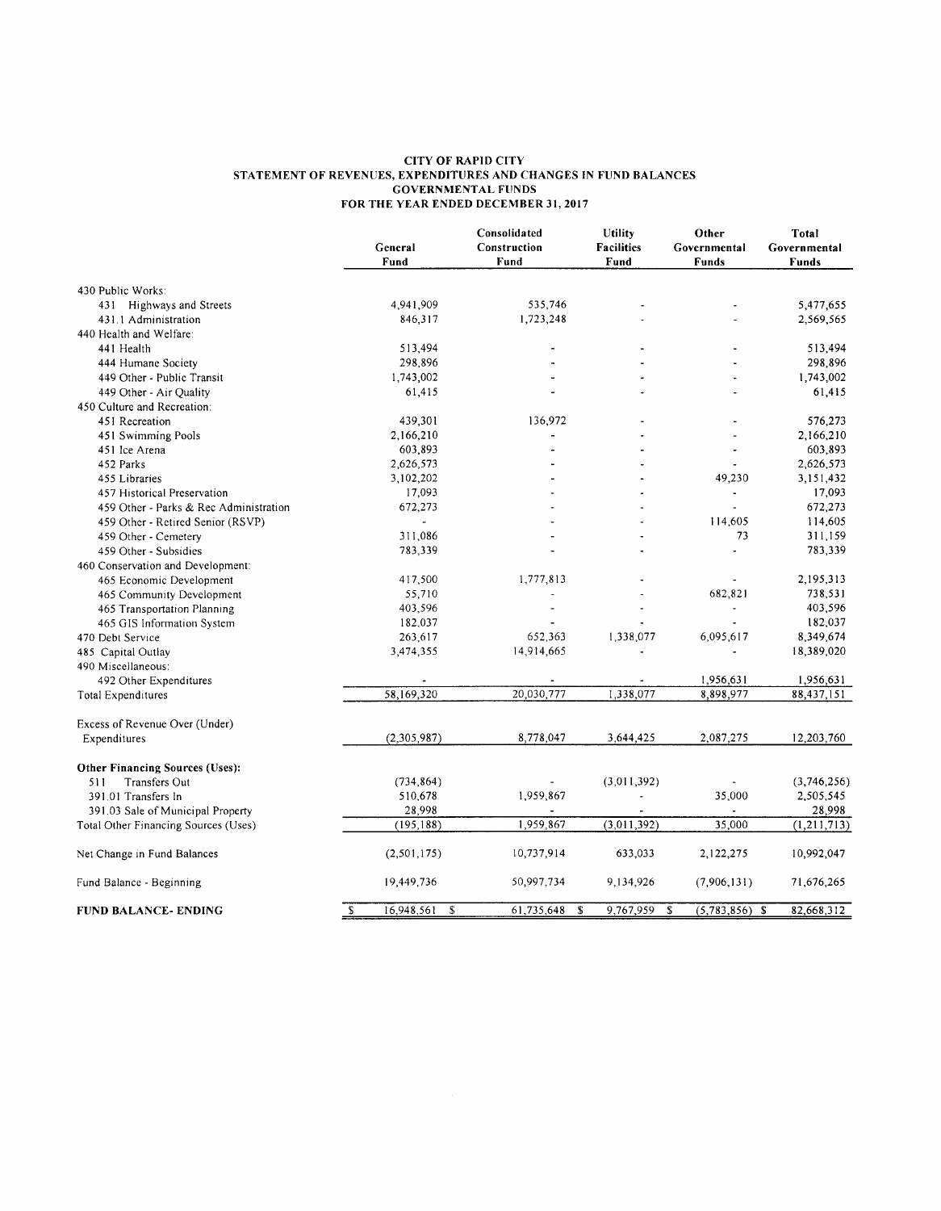# CITY OF RAPID CITY
## STATEMENT OF REVENUES, EXPENDITURES AND CHANGES IN FUND BALANCES
## GOVERNMENTAL FUNDS
## FOR THE YEAR ENDED DECEMBER 31, 2017

| | General Fund | Consolidated Construction Fund | Utility Facilities Fund | Other Governmental Funds | Total Governmental Funds |
|---|---|---|---|---|---|
| 430 Public Works: | | | | | |
| 431 Highways and Streets | 4,941,909 | 535,746 | - | - | 5,477,655 |
| 431.1 Administration | 846,317 | 1,723,248 | - | - | 2,569,565 |
| 440 Health and Welfare: | | | | | |
| 441 Health | 513,494 | - | - | - | 513,494 |
| 444 Humane Society | 298,896 | - | - | - | 298,896 |
| 449 Other - Public Transit | 1,743,002 | - | - | - | 1,743,002 |
| 449 Other - Air Quality | 61,415 | - | - | - | 61,415 |
| 450 Culture and Recreation: | | | | | |
| 451 Recreation | 439,301 | 136,972 | - | - | 576,273 |
| 451 Swimming Pools | 2,166,210 | - | - | - | 2,166,210 |
| 451 Ice Arena | 603,893 | - | - | - | 603,893 |
| 452 Parks | 2,626,573 | - | - | - | 2,626,573 |
| 455 Libraries | 3,102,202 | - | - | 49,230 | 3,151,432 |
| 457 Historical Preservation | 17,093 | - | - | - | 17,093 |
| 459 Other - Parks & Rec Administration | 672,273 | - | - | - | 672,273 |
| 459 Other - Retired Senior (RSVP) | - | - | - | 114,605 | 114,605 |
| 459 Other - Cemetery | 311,086 | - | - | 73 | 311,159 |
| 459 Other - Subsidies | 783,339 | - | - | - | 783,339 |
| 460 Conservation and Development: | | | | | |
| 465 Economic Development | 417,500 | 1,777,813 | - | - | 2,195,313 |
| 465 Community Development | 55,710 | - | - | 682,821 | 738,531 |
| 465 Transportation Planning | 403,596 | - | - | - | 403,596 |
| 465 GIS Information System | 182,037 | - | - | - | 182,037 |
| 470 Debt Service | 263,617 | 652,363 | 1,338,077 | 6,095,617 | 8,349,674 |
| 485 Capital Outlay | 3,474,355 | 14,914,665 | - | - | 18,389,020 |
| 490 Miscellaneous: | | | | | |
| 492 Other Expenditures | - | - | - | 1,956,631 | 1,956,631 |
| Total Expenditures | 58,169,320 | 20,030,777 | 1,338,077 | 8,898,977 | 88,437,151 |
| Excess of Revenue Over (Under) Expenditures | (2,305,987) | 8,778,047 | 3,644,425 | 2,087,275 | 12,203,760 |
| **Other Financing Sources (Uses):** | | | | | |
| 511 Transfers Out | (734,864) | - | (3,011,392) | - | (3,746,256) |
| 391.01 Transfers In | 510,678 | 1,959,867 | - | 35,000 | 2,505,545 |
| 391.03 Sale of Municipal Property | 28,998 | - | - | - | 28,998 |
| Total Other Financing Sources (Uses) | (195,188) | 1,959,867 | (3,011,392) | 35,000 | (1,211,713) |
| Net Change in Fund Balances | (2,501,175) | 10,737,914 | 633,033 | 2,122,275 | 10,992,047 |
| Fund Balance - Beginning | 19,449,736 | 50,997,734 | 9,134,926 | (7,906,131) | 71,676,265 |
| **FUND BALANCE- ENDING** | $ 16,948,561 | $ 61,735,648 | $ 9,767,959 | $ (5,783,856) | $ 82,668,312 |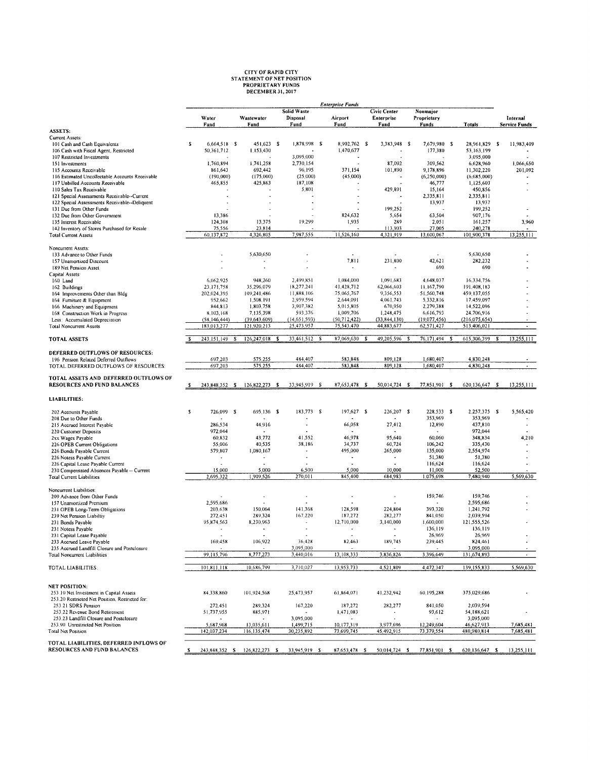# CITY OF RAPID CITY
## STATEMENT OF NET POSITION
## PROPRIETARY FUNDS
## DECEMBER 31, 2017

| | *Enterprise Funds* | | | | | | | |
|---|---|---|---|---|---|---|---|---|
| | Water Fund | Wastewater Fund | Solid Waste Disposal Fund | Airport Fund | Civic Center Enterprise Fund | Nonmajor Proprietary Funds | Totals | Internal Service Funds |
| **ASSETS:** | | | | | | | | |
| Current Assets: | | | | | | | | |
| 101 Cash and Cash Equivalents | $ 6,664,518 | $ 451,623 | $ 1,878,998 | $ 8,902,762 | $ 3,383,948 | $ 7,679,980 | $ 28,961,829 | $ 11,983,409 |
| 106 Cash with Fiscal Agent, Restricted | 50,361,712 | 1,153,430 | - | 1,470,677 | - | 177,380 | 53,163,199 | - |
| 107 Restricted Investments | - | - | 3,095,000 | - | - | - | 3,095,000 | - |
| 151 Investments | 1,760,894 | 1,741,258 | 2,730,154 | - | 87,092 | 309,562 | 6,628,960 | 1,066,650 |
| 115 Accounts Receivable | 861,643 | 692,442 | 96,195 | 371,154 | 101,890 | 9,178,896 | 11,302,220 | 201,092 |
| 116 Estimated Uncollectable Accounts Receivable | (190,000) | (175,000) | (25,000) | (45,000) | - | (6,250,000) | (6,685,000) | - |
| 117 Unbilled Accounts Receivable | 465,855 | 425,863 | 187,108 | - | - | 46,777 | 1,125,603 | - |
| 110 Sales Tax Receivable | - | - | 5,801 | - | 429,891 | 15,164 | 450,856 | - |
| 121 Special Assessments Receivable--Current | - | - | - | - | - | 2,335,811 | 2,335,811 | |
| 122 Special Assessments Receivable--Deliquent | - | - | - | - | - | 13,937 | 13,937 | |
| 131 Due from Other Funds | - | - | - | - | 199,252 | - | 199,252 | - |
| 132 Due from Other Government | 13,386 | - | - | 824,632 | 5,654 | 63,504 | 907,176 | - |
| 135 Interest Receivable | 124,308 | 13,375 | 19,299 | 1,935 | 289 | 2,051 | 161,257 | 3,960 |
| 142 Inventory of Stores Purchased for Resale | 75,556 | 23,814 | - | - | 113,903 | 27,005 | 240,278 | - |
| Total Current Assets | 60,137,872 | 4,326,805 | 7,987,555 | 11,526,160 | 4,321,919 | 13,600,067 | 101,900,378 | 13,255,111 |
| | | | | | | | | |
| Noncurrent Assets: | | | | | | | | |
| 133 Advance to Other Funds | - | 5,630,650 | - | - | - | - | 5,630,650 | - |
| 157 Unamortized Discount | - | - | - | 7,811 | 231,800 | 42,621 | 282,232 | - |
| 189 Net Pension Asset | - | - | - | - | - | 690 | 690 | - |
| Capital Assets: | | | | | | | | |
| 160 Land | 6,062,925 | 948,260 | 2,499,851 | 1,084,000 | 1,091,683 | 4,648,037 | 16,334,756 | - |
| 162 Buildings | 23,171,758 | 35,296,079 | 18,277,241 | 41,428,712 | 62,066,603 | 11,167,790 | 191,408,183 | - |
| 164 Improvements Other than Bldg | 202,024,395 | 109,241,486 | 11,888,106 | 75,065,767 | 9,356,553 | 51,560,748 | 459,137,055 | - |
| 164 Furniture & Equipment | 952,662 | 1,508,191 | 2,959,594 | 2,644,091 | 4,061,743 | 5,332,816 | 17,459,097 | - |
| 166 Machinery and Equipment | 844,813 | 1,803,758 | 3,907,382 | 5,015,805 | 670,950 | 2,279,388 | 14,522,096 | - |
| 168 Construction Work in Progress | 8,103,168 | 7,135,398 | 593,376 | 1,009,706 | 1,248,475 | 6,616,793 | 24,706,916 | - |
| Less: Accumulated Depreciation | (58,146,444) | (39,643,609) | (14,651,593) | (50,712,422) | (33,844,130) | (19,077,456) | (216,075,654) | - |
| Total Noncurrent Assets | 183,013,277 | 121,920,213 | 25,473,957 | 75,543,470 | 44,883,677 | 62,571,427 | 513,406,021 | - |
| | | | | | | | | |
| **TOTAL ASSETS** | $ 243,151,149 | $ 126,247,018 | $ 33,461,512 | $ 87,069,630 | $ 49,205,596 | $ 76,171,494 | $ 615,306,399 | $ 13,255,111 |
| | | | | | | | | |
| **DEFERRED OUTFLOWS OF RESOURCES:** | | | | | | | | |
| 196 Pension Related Deferred Outflows | 697,203 | 575,255 | 484,407 | 583,848 | 809,128 | 1,680,407 | 4,830,248 | - |
| TOTAL DEFERRED OUTFLOWS OF RESOURCES | 697,203 | 575,255 | 484,407 | 583,848 | 809,128 | 1,680,407 | 4,830,248 | - |
| | | | | | | | | |
| **TOTAL ASSETS AND DEFERRED OUTFLOWS OF RESOURCES AND FUND BALANCES** | $ 243,848,352 | $ 126,822,273 | $ 33,945,919 | $ 87,653,478 | $ 50,014,724 | $ 77,851,901 | $ 620,136,647 | $ 13,255,111 |
| | | | | | | | | |
| **LIABILITIES:** | | | | | | | | |
| 202 Accounts Payable | $ 726,099 | $ 695,136 | $ 183,773 | $ 197,627 | $ 226,207 | $ 228,533 | $ 2,257,375 | $ 5,565,420 |
| 208 Due to Other Funds | - | - | - | - | - | 353,969 | 353,969 | - |
| 215 Accrued Interest Payable | 286,534 | 44,916 | - | 66,058 | 27,412 | 12,890 | 437,810 | - |
| 220 Customer Deposits | 972,044 | - | - | - | - | - | 972,044 | - |
| 2xx Wages Payable | 60,832 | 43,772 | 41,552 | 46,978 | 95,640 | 60,060 | 348,834 | 4,210 |
| 226 OPEB Current Obligations | 55,006 | 40,535 | 38,186 | 34,737 | 60,724 | 106,242 | 335,430 | - |
| 226 Bonds Payable Current | 579,807 | 1,080,167 | - | 495,000 | 265,000 | 135,000 | 2,554,974 | - |
| 226 Notess Payable Current | - | - | - | - | - | 51,380 | 51,380 | - |
| 226 Capital Lease Payable Current | - | - | - | - | - | 116,624 | 116,624 | - |
| 230 Compensated Absences Payable -- Current | 15,000 | 5,000 | 6,500 | 5,000 | 10,000 | 11,000 | 52,500 | - |
| Total Current Liabilities | 2,695,322 | 1,909,526 | 270,011 | 845,400 | 684,983 | 1,075,698 | 7,480,940 | 5,569,630 |
| | | | | | | | | |
| Noncurrent Liabilities: | | | | | | | | |
| 209 Advance from Other Funds | - | - | - | - | - | 159,746 | 159,746 | - |
| 157 Unamortized Premium | 2,595,686 | - | - | - | - | - | 2,595,686 | - |
| 231 OPEB Long-Term Obligations | 203,638 | 150,064 | 141,368 | 128,598 | 224,804 | 393,320 | 1,241,792 | - |
| 239 Net Pension Liabiltiy | 272,451 | 289,324 | 167,220 | 187,272 | 282,277 | 841,050 | 2,039,594 | - |
| 231 Bonds Payable | 95,874,563 | 8,230,963 | - | 12,710,000 | 3,140,000 | 1,600,000 | 121,555,526 | - |
| 231 Notess Payable | - | - | - | - | - | 136,119 | 136,119 | |
| 231 Capital Lease Payable | - | - | - | - | - | 26,969 | 26,969 | |
| 233 Accrued Leave Payable | 169,458 | 106,922 | 36,428 | 82,463 | 189,745 | 239,445 | 824,461 | - |
| 235 Accrued Landfill Closure and Postclosure | - | - | 3,095,000 | - | - | - | 3,095,000 | - |
| Total Noncurrent Liabilities | 99,115,796 | 8,777,273 | 3,440,016 | 13,108,333 | 3,836,826 | 3,396,649 | 131,674,893 | - |
| | | | | | | | | |
| TOTAL LIABILITIES | 101,811,118 | 10,686,799 | 3,710,027 | 13,953,733 | 4,521,809 | 4,472,347 | 139,155,833 | 5,569,630 |
| | | | | | | | | |
| **NET POSITION:** | | | | | | | | |
| 253.10 Net Investment in Capital Assets | 84,338,860 | 101,924,568 | 25,473,957 | 61,864,071 | 41,232,942 | 60,195,288 | 375,029,686 | - |
| 253.20 Restricted Net Position, Restricted for: | | | | | | | - | |
| 253.21 SDRS Pension | 272,451 | 289,324 | 167,220 | 187,272 | 282,277 | 841,050 | 2,039,594 | |
| 253.22 Revenue Bond Retirement | 51,737,955 | 885,971 | - | 1,471,083 | - | 93,612 | 54,188,621 | - |
| 253.23 Landfill Closure and Postclosure | - | - | 3,095,000 | - | - | - | 3,095,000 | |
| 253.90 Unrestricted Net Position | 5,687,968 | 13,035,611 | 1,499,715 | 10,177,319 | 3,977,696 | 12,249,604 | 46,627,913 | 7,685,481 |
| Total Net Position | 142,037,234 | 116,135,474 | 30,235,892 | 73,699,745 | 45,492,915 | 73,379,554 | 480,980,814 | 7,685,481 |
| | | | | | | | | |
| **TOTAL LIABILITIES, DEFERRED INFLOWS OF RESOURCES AND FUND BALANCES** | $ 243,848,352 | $ 126,822,273 | $ 33,945,919 | $ 87,653,478 | $ 50,014,724 | $ 77,851,901 | $ 620,136,647 | $ 13,255,111 |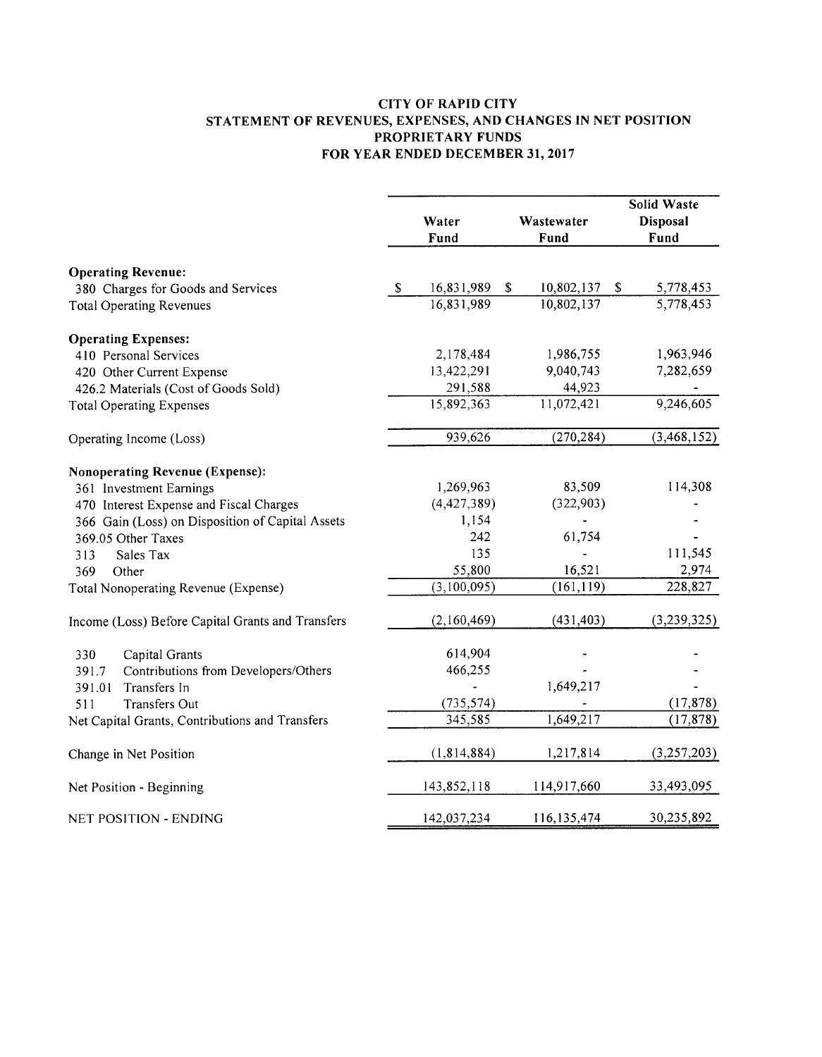# CITY OF RAPID CITY
## STATEMENT OF REVENUES, EXPENSES, AND CHANGES IN NET POSITION
## PROPRIETARY FUNDS
## FOR YEAR ENDED DECEMBER 31, 2017

| | Water Fund | Wastewater Fund | Solid Waste Disposal Fund |
|---|---|---|---|
| **Operating Revenue:** | | | |
| 380 Charges for Goods and Services | $ 16,831,989 | $ 10,802,137 | $ 5,778,453 |
| Total Operating Revenues | 16,831,989 | 10,802,137 | 5,778,453 |
| **Operating Expenses:** | | | |
| 410 Personal Services | 2,178,484 | 1,986,755 | 1,963,946 |
| 420 Other Current Expense | 13,422,291 | 9,040,743 | 7,282,659 |
| 426.2 Materials (Cost of Goods Sold) | 291,588 | 44,923 | - |
| Total Operating Expenses | 15,892,363 | 11,072,421 | 9,246,605 |
| Operating Income (Loss) | 939,626 | (270,284) | (3,468,152) |
| **Nonoperating Revenue (Expense):** | | | |
| 361 Investment Earnings | 1,269,963 | 83,509 | 114,308 |
| 470 Interest Expense and Fiscal Charges | (4,427,389) | (322,903) | - |
| 366 Gain (Loss) on Disposition of Capital Assets | 1,154 | - | - |
| 369.05 Other Taxes | 242 | 61,754 | - |
| 313 Sales Tax | 135 | - | 111,545 |
| 369 Other | 55,800 | 16,521 | 2,974 |
| Total Nonoperating Revenue (Expense) | (3,100,095) | (161,119) | 228,827 |
| Income (Loss) Before Capital Grants and Transfers | (2,160,469) | (431,403) | (3,239,325) |
| 330 Capital Grants | 614,904 | - | - |
| 391.7 Contributions from Developers/Others | 466,255 | - | - |
| 391.01 Transfers In | - | 1,649,217 | - |
| 511 Transfers Out | (735,574) | - | (17,878) |
| Net Capital Grants, Contributions and Transfers | 345,585 | 1,649,217 | (17,878) |
| Change in Net Position | (1,814,884) | 1,217,814 | (3,257,203) |
| Net Position - Beginning | 143,852,118 | 114,917,660 | 33,493,095 |
| NET POSITION - ENDING | 142,037,234 | 116,135,474 | 30,235,892 |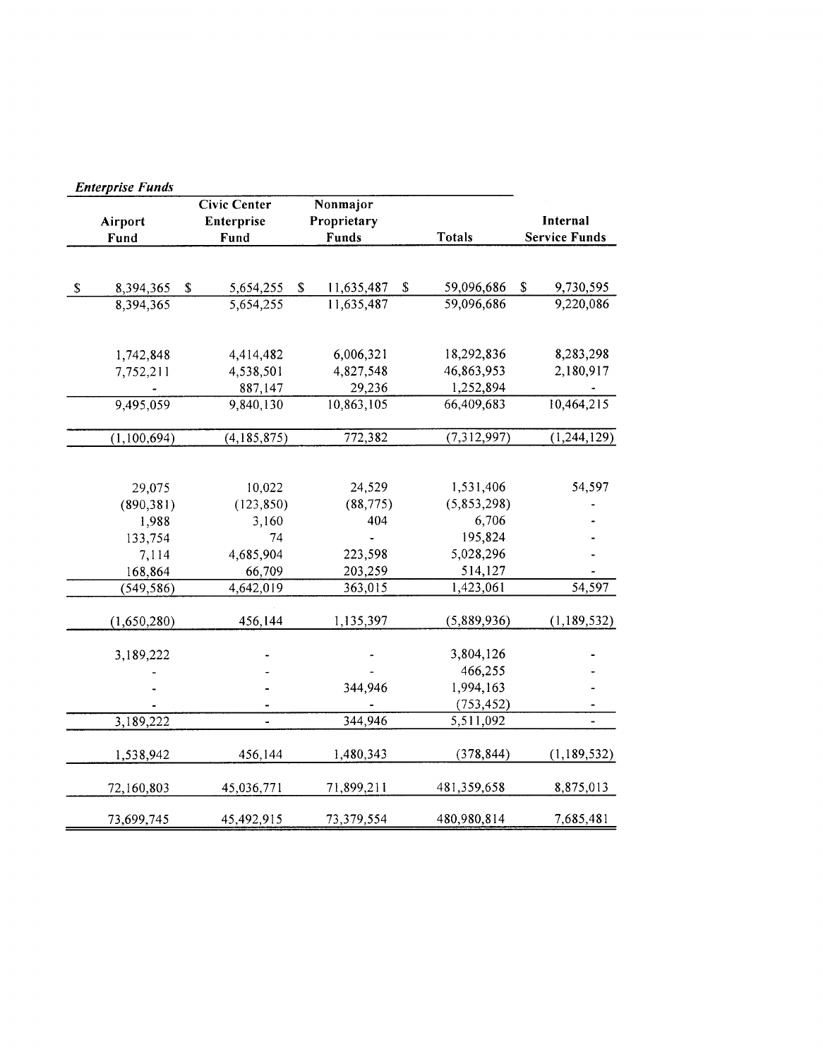| *Enterprise Funds* | | | | |
|---|---|---|---|---|
| Airport Fund | Civic Center Enterprise Fund | Nonmajor Proprietary Funds | Totals | Internal Service Funds |
| | | | | |
| $ 8,394,365 | $ 5,654,255 | $ 11,635,487 | $ 59,096,686 | $ 9,730,595 |
| 8,394,365 | 5,654,255 | 11,635,487 | 59,096,686 | 9,220,086 |
| | | | | |
| 1,742,848 | 4,414,482 | 6,006,321 | 18,292,836 | 8,283,298 |
| 7,752,211 | 4,538,501 | 4,827,548 | 46,863,953 | 2,180,917 |
| - | 887,147 | 29,236 | 1,252,894 | - |
| 9,495,059 | 9,840,130 | 10,863,105 | 66,409,683 | 10,464,215 |
| | | | | |
| (1,100,694) | (4,185,875) | 772,382 | (7,312,997) | (1,244,129) |
| | | | | |
| 29,075 | 10,022 | 24,529 | 1,531,406 | 54,597 |
| (890,381) | (123,850) | (88,775) | (5,853,298) | - |
| 1,988 | 3,160 | 404 | 6,706 | - |
| 133,754 | 74 | - | 195,824 | - |
| 7,114 | 4,685,904 | 223,598 | 5,028,296 | - |
| 168,864 | 66,709 | 203,259 | 514,127 | - |
| (549,586) | 4,642,019 | 363,015 | 1,423,061 | 54,597 |
| | | | | |
| (1,650,280) | 456,144 | 1,135,397 | (5,889,936) | (1,189,532) |
| | | | | |
| 3,189,222 | - | - | 3,804,126 | - |
| - | - | - | 466,255 | - |
| - | - | 344,946 | 1,994,163 | - |
| - | - | - | (753,452) | - |
| 3,189,222 | - | 344,946 | 5,511,092 | - |
| | | | | |
| 1,538,942 | 456,144 | 1,480,343 | (378,844) | (1,189,532) |
| | | | | |
| 72,160,803 | 45,036,771 | 71,899,211 | 481,359,658 | 8,875,013 |
| | | | | |
| 73,699,745 | 45,492,915 | 73,379,554 | 480,980,814 | 7,685,481 |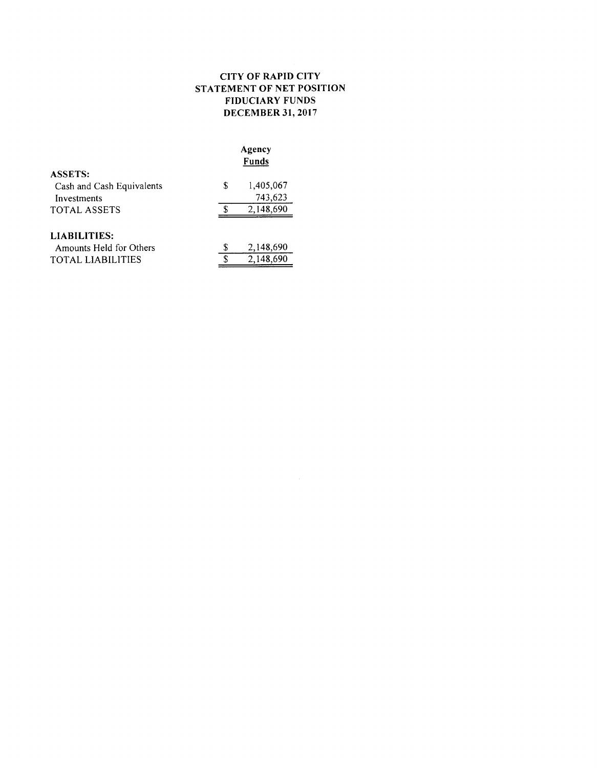# CITY OF RAPID CITY
## STATEMENT OF NET POSITION
## FIDUCIARY FUNDS
## DECEMBER 31, 2017

| | Agency Funds |
|---|---|
| **ASSETS:** | |
| Cash and Cash Equivalents | $ 1,405,067 |
| Investments | 743,623 |
| TOTAL ASSETS | $ 2,148,690 |
| | |
| **LIABILITIES:** | |
| Amounts Held for Others | $ 2,148,690 |
| TOTAL LIABILITIES | $ 2,148,690 |